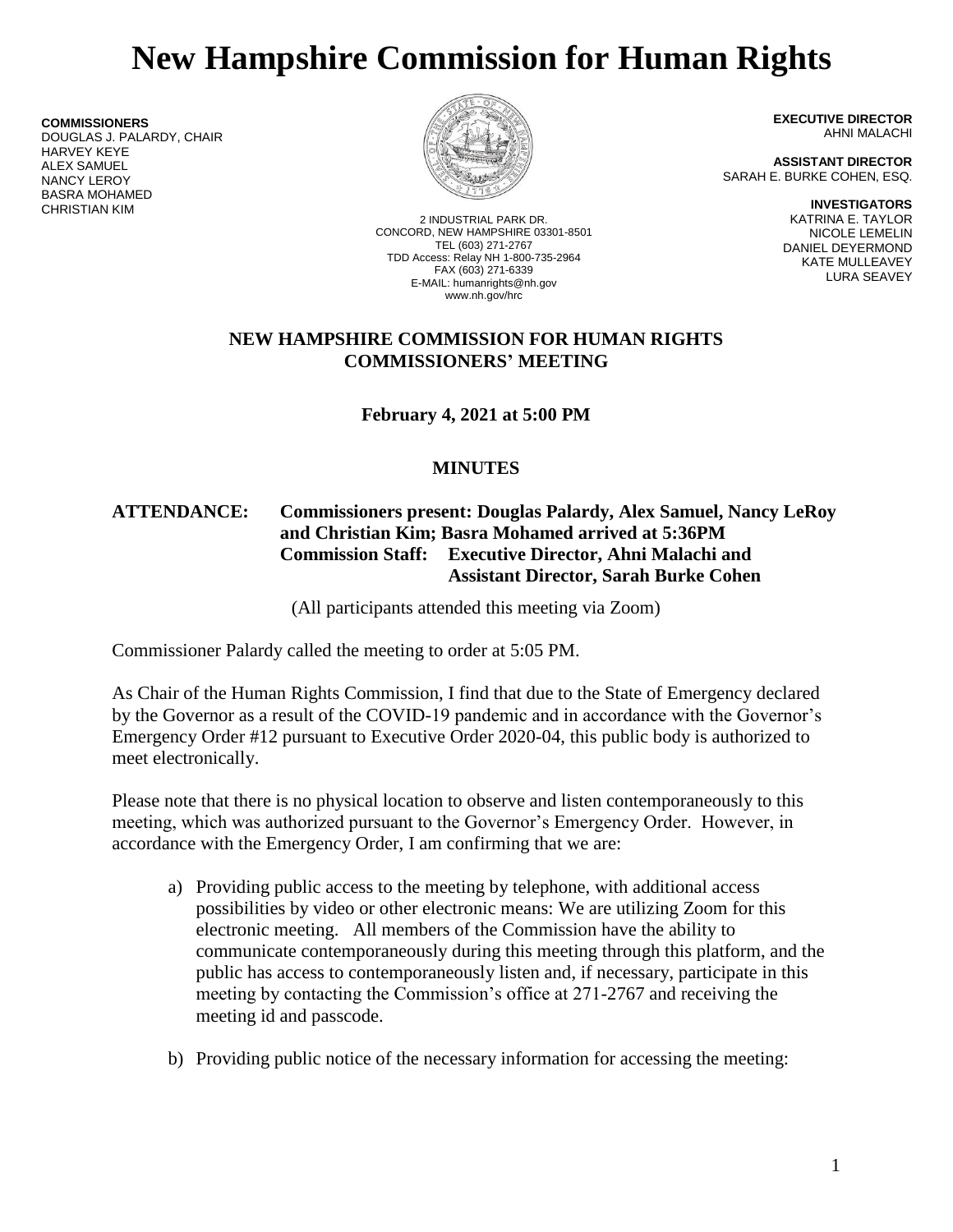# New Hampshire Commission for Human Rights

**COMMISSIONERS**
DOUGLAS J. PALARDY, CHAIR
HARVEY KEYE
ALEX SAMUEL
NANCY LEROY
BASRA MOHAMED
CHRISTIAN KIM

2 INDUSTRIAL PARK DR.
CONCORD, NEW HAMPSHIRE 03301-8501
TEL (603) 271-2767
TDD Access: Relay NH 1-800-735-2964
FAX (603) 271-6339
E-MAIL: humanrights@nh.gov
www.nh.gov/hrc

**EXECUTIVE DIRECTOR**
AHNI MALACHI

**ASSISTANT DIRECTOR**
SARAH E. BURKE COHEN, ESQ.

**INVESTIGATORS**
KATRINA E. TAYLOR
NICOLE LEMELIN
DANIEL DEYERMOND
KATE MULLEAVEY
LURA SEAVEY

## NEW HAMPSHIRE COMMISSION FOR HUMAN RIGHTS COMMISSIONERS' MEETING

**February 4, 2021 at 5:00 PM**

**MINUTES**

**ATTENDANCE: Commissioners present: Douglas Palardy, Alex Samuel, Nancy LeRoy and Christian Kim; Basra Mohamed arrived at 5:36PM**
**Commission Staff: Executive Director, Ahni Malachi and Assistant Director, Sarah Burke Cohen**

(All participants attended this meeting via Zoom)

Commissioner Palardy called the meeting to order at 5:05 PM.

As Chair of the Human Rights Commission, I find that due to the State of Emergency declared by the Governor as a result of the COVID-19 pandemic and in accordance with the Governor's Emergency Order #12 pursuant to Executive Order 2020-04, this public body is authorized to meet electronically.

Please note that there is no physical location to observe and listen contemporaneously to this meeting, which was authorized pursuant to the Governor's Emergency Order. However, in accordance with the Emergency Order, I am confirming that we are:

a) Providing public access to the meeting by telephone, with additional access possibilities by video or other electronic means: We are utilizing Zoom for this electronic meeting. All members of the Commission have the ability to communicate contemporaneously during this meeting through this platform, and the public has access to contemporaneously listen and, if necessary, participate in this meeting by contacting the Commission's office at 271-2767 and receiving the meeting id and passcode.

b) Providing public notice of the necessary information for accessing the meeting: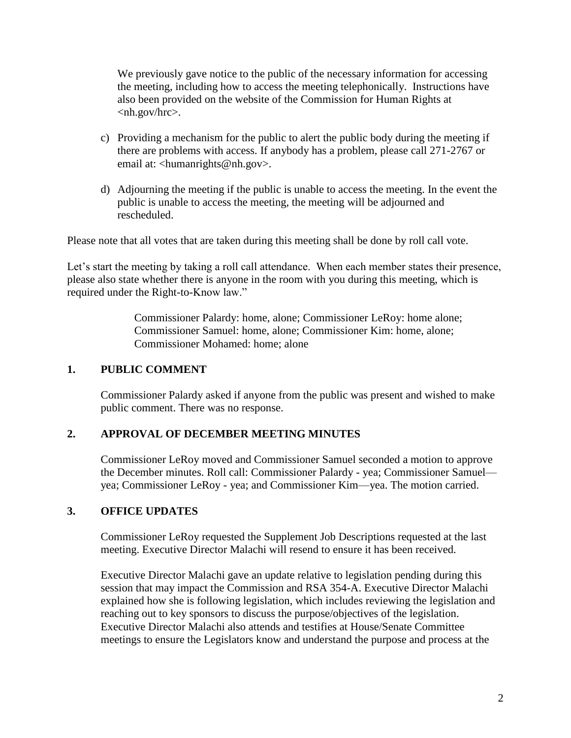We previously gave notice to the public of the necessary information for accessing the meeting, including how to access the meeting telephonically. Instructions have also been provided on the website of the Commission for Human Rights at <nh.gov/hrc>.

c) Providing a mechanism for the public to alert the public body during the meeting if there are problems with access. If anybody has a problem, please call 271-2767 or email at: <humanrights@nh.gov>.

d) Adjourning the meeting if the public is unable to access the meeting. In the event the public is unable to access the meeting, the meeting will be adjourned and rescheduled.

Please note that all votes that are taken during this meeting shall be done by roll call vote.

Let's start the meeting by taking a roll call attendance. When each member states their presence, please also state whether there is anyone in the room with you during this meeting, which is required under the Right-to-Know law."

> Commissioner Palardy: home, alone; Commissioner LeRoy: home alone; Commissioner Samuel: home, alone; Commissioner Kim: home, alone; Commissioner Mohamed: home; alone

## 1. PUBLIC COMMENT

Commissioner Palardy asked if anyone from the public was present and wished to make public comment. There was no response.

## 2. APPROVAL OF DECEMBER MEETING MINUTES

Commissioner LeRoy moved and Commissioner Samuel seconded a motion to approve the December minutes. Roll call: Commissioner Palardy - yea; Commissioner Samuel—yea; Commissioner LeRoy - yea; and Commissioner Kim—yea. The motion carried.

## 3. OFFICE UPDATES

Commissioner LeRoy requested the Supplement Job Descriptions requested at the last meeting. Executive Director Malachi will resend to ensure it has been received.

Executive Director Malachi gave an update relative to legislation pending during this session that may impact the Commission and RSA 354-A. Executive Director Malachi explained how she is following legislation, which includes reviewing the legislation and reaching out to key sponsors to discuss the purpose/objectives of the legislation. Executive Director Malachi also attends and testifies at House/Senate Committee meetings to ensure the Legislators know and understand the purpose and process at the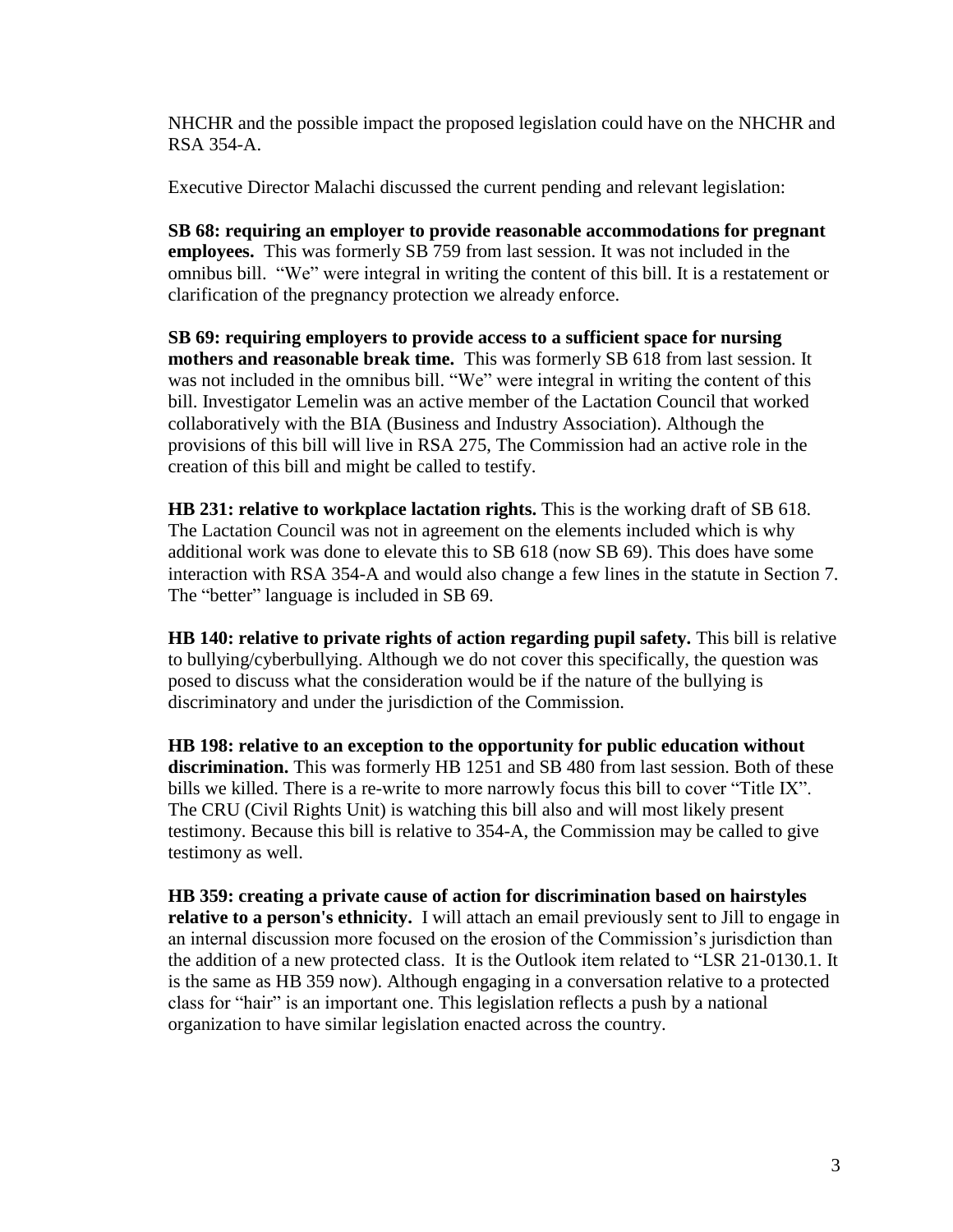NHCHR and the possible impact the proposed legislation could have on the NHCHR and RSA 354-A.

Executive Director Malachi discussed the current pending and relevant legislation:

**SB 68: requiring an employer to provide reasonable accommodations for pregnant employees.** This was formerly SB 759 from last session. It was not included in the omnibus bill. "We" were integral in writing the content of this bill. It is a restatement or clarification of the pregnancy protection we already enforce.

**SB 69: requiring employers to provide access to a sufficient space for nursing mothers and reasonable break time.** This was formerly SB 618 from last session. It was not included in the omnibus bill. "We" were integral in writing the content of this bill. Investigator Lemelin was an active member of the Lactation Council that worked collaboratively with the BIA (Business and Industry Association). Although the provisions of this bill will live in RSA 275, The Commission had an active role in the creation of this bill and might be called to testify.

**HB 231: relative to workplace lactation rights.** This is the working draft of SB 618. The Lactation Council was not in agreement on the elements included which is why additional work was done to elevate this to SB 618 (now SB 69). This does have some interaction with RSA 354-A and would also change a few lines in the statute in Section 7. The "better" language is included in SB 69.

**HB 140: relative to private rights of action regarding pupil safety.** This bill is relative to bullying/cyberbullying. Although we do not cover this specifically, the question was posed to discuss what the consideration would be if the nature of the bullying is discriminatory and under the jurisdiction of the Commission.

**HB 198: relative to an exception to the opportunity for public education without discrimination.** This was formerly HB 1251 and SB 480 from last session. Both of these bills we killed. There is a re-write to more narrowly focus this bill to cover "Title IX". The CRU (Civil Rights Unit) is watching this bill also and will most likely present testimony. Because this bill is relative to 354-A, the Commission may be called to give testimony as well.

**HB 359: creating a private cause of action for discrimination based on hairstyles relative to a person's ethnicity.** I will attach an email previously sent to Jill to engage in an internal discussion more focused on the erosion of the Commission's jurisdiction than the addition of a new protected class. It is the Outlook item related to "LSR 21-0130.1. It is the same as HB 359 now). Although engaging in a conversation relative to a protected class for "hair" is an important one. This legislation reflects a push by a national organization to have similar legislation enacted across the country.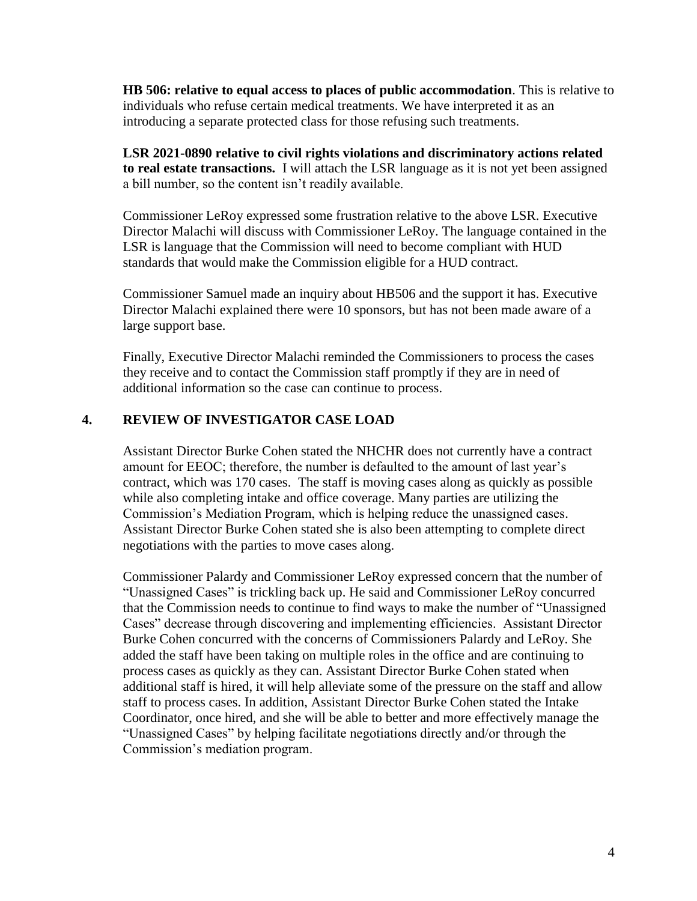**HB 506: relative to equal access to places of public accommodation**. This is relative to individuals who refuse certain medical treatments. We have interpreted it as an introducing a separate protected class for those refusing such treatments.

**LSR 2021-0890 relative to civil rights violations and discriminatory actions related to real estate transactions.** I will attach the LSR language as it is not yet been assigned a bill number, so the content isn't readily available.

Commissioner LeRoy expressed some frustration relative to the above LSR. Executive Director Malachi will discuss with Commissioner LeRoy. The language contained in the LSR is language that the Commission will need to become compliant with HUD standards that would make the Commission eligible for a HUD contract.

Commissioner Samuel made an inquiry about HB506 and the support it has. Executive Director Malachi explained there were 10 sponsors, but has not been made aware of a large support base.

Finally, Executive Director Malachi reminded the Commissioners to process the cases they receive and to contact the Commission staff promptly if they are in need of additional information so the case can continue to process.

## 4. REVIEW OF INVESTIGATOR CASE LOAD

Assistant Director Burke Cohen stated the NHCHR does not currently have a contract amount for EEOC; therefore, the number is defaulted to the amount of last year's contract, which was 170 cases. The staff is moving cases along as quickly as possible while also completing intake and office coverage. Many parties are utilizing the Commission's Mediation Program, which is helping reduce the unassigned cases. Assistant Director Burke Cohen stated she is also been attempting to complete direct negotiations with the parties to move cases along.

Commissioner Palardy and Commissioner LeRoy expressed concern that the number of "Unassigned Cases" is trickling back up. He said and Commissioner LeRoy concurred that the Commission needs to continue to find ways to make the number of "Unassigned Cases" decrease through discovering and implementing efficiencies. Assistant Director Burke Cohen concurred with the concerns of Commissioners Palardy and LeRoy. She added the staff have been taking on multiple roles in the office and are continuing to process cases as quickly as they can. Assistant Director Burke Cohen stated when additional staff is hired, it will help alleviate some of the pressure on the staff and allow staff to process cases. In addition, Assistant Director Burke Cohen stated the Intake Coordinator, once hired, and she will be able to better and more effectively manage the "Unassigned Cases" by helping facilitate negotiations directly and/or through the Commission's mediation program.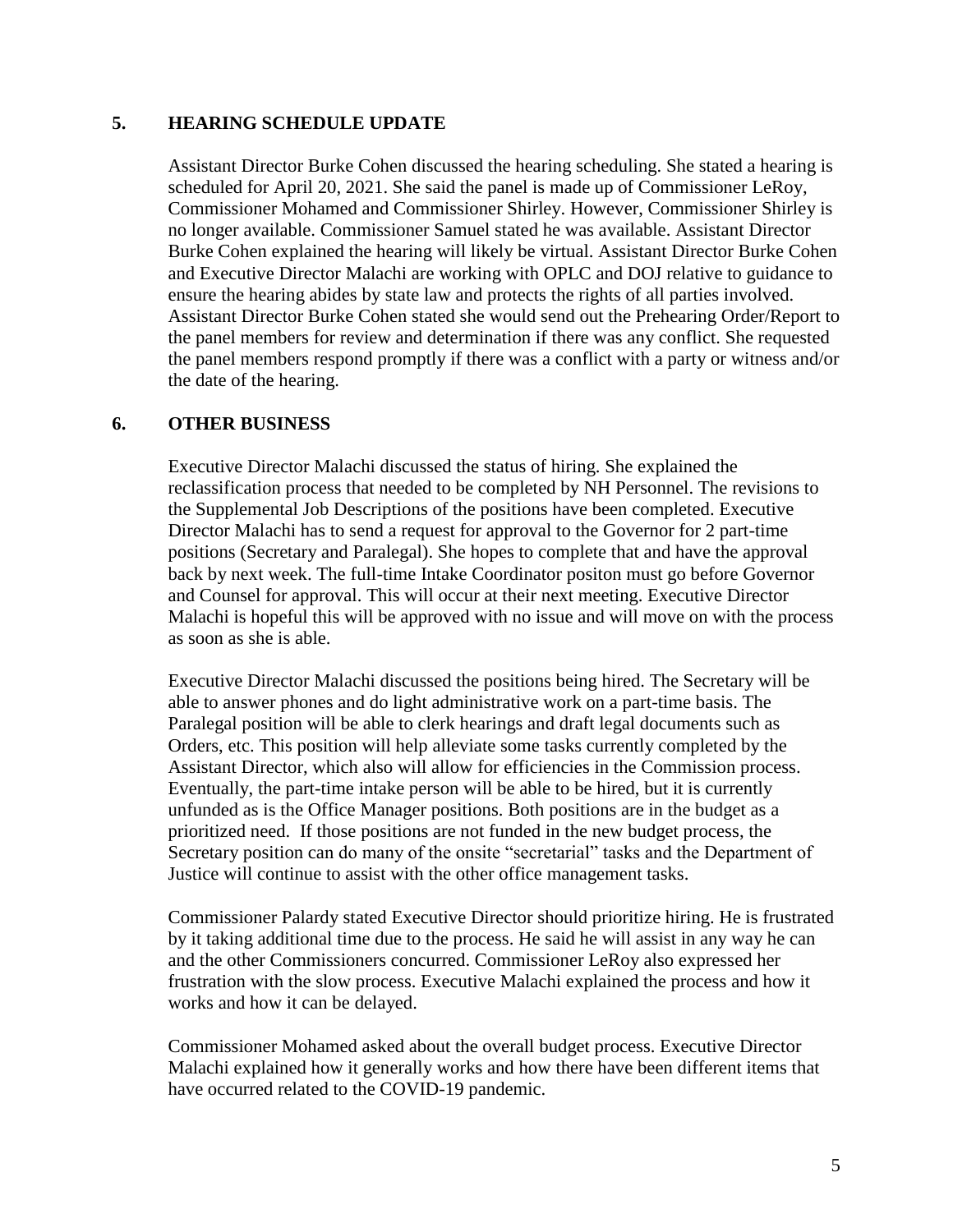## 5. HEARING SCHEDULE UPDATE

Assistant Director Burke Cohen discussed the hearing scheduling. She stated a hearing is scheduled for April 20, 2021. She said the panel is made up of Commissioner LeRoy, Commissioner Mohamed and Commissioner Shirley. However, Commissioner Shirley is no longer available. Commissioner Samuel stated he was available. Assistant Director Burke Cohen explained the hearing will likely be virtual. Assistant Director Burke Cohen and Executive Director Malachi are working with OPLC and DOJ relative to guidance to ensure the hearing abides by state law and protects the rights of all parties involved. Assistant Director Burke Cohen stated she would send out the Prehearing Order/Report to the panel members for review and determination if there was any conflict. She requested the panel members respond promptly if there was a conflict with a party or witness and/or the date of the hearing.

## 6. OTHER BUSINESS

Executive Director Malachi discussed the status of hiring. She explained the reclassification process that needed to be completed by NH Personnel. The revisions to the Supplemental Job Descriptions of the positions have been completed. Executive Director Malachi has to send a request for approval to the Governor for 2 part-time positions (Secretary and Paralegal). She hopes to complete that and have the approval back by next week. The full-time Intake Coordinator positon must go before Governor and Counsel for approval. This will occur at their next meeting. Executive Director Malachi is hopeful this will be approved with no issue and will move on with the process as soon as she is able.

Executive Director Malachi discussed the positions being hired. The Secretary will be able to answer phones and do light administrative work on a part-time basis. The Paralegal position will be able to clerk hearings and draft legal documents such as Orders, etc. This position will help alleviate some tasks currently completed by the Assistant Director, which also will allow for efficiencies in the Commission process. Eventually, the part-time intake person will be able to be hired, but it is currently unfunded as is the Office Manager positions. Both positions are in the budget as a prioritized need. If those positions are not funded in the new budget process, the Secretary position can do many of the onsite "secretarial" tasks and the Department of Justice will continue to assist with the other office management tasks.

Commissioner Palardy stated Executive Director should prioritize hiring. He is frustrated by it taking additional time due to the process. He said he will assist in any way he can and the other Commissioners concurred. Commissioner LeRoy also expressed her frustration with the slow process. Executive Malachi explained the process and how it works and how it can be delayed.

Commissioner Mohamed asked about the overall budget process. Executive Director Malachi explained how it generally works and how there have been different items that have occurred related to the COVID-19 pandemic.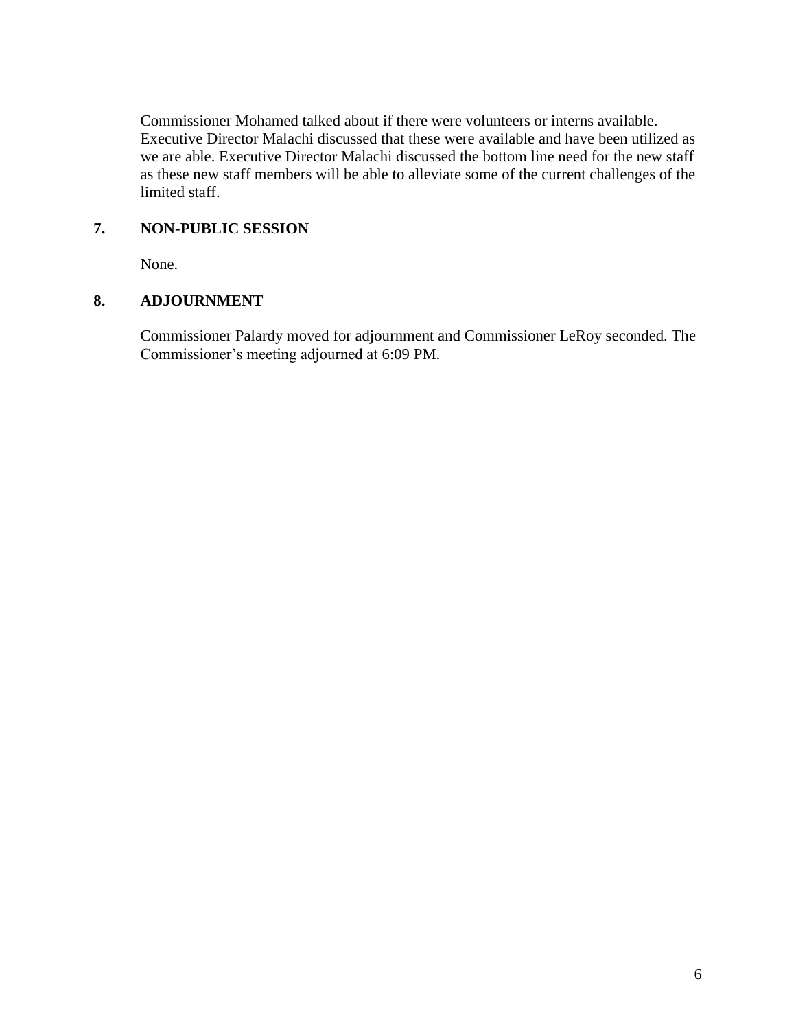Commissioner Mohamed talked about if there were volunteers or interns available. Executive Director Malachi discussed that these were available and have been utilized as we are able. Executive Director Malachi discussed the bottom line need for the new staff as these new staff members will be able to alleviate some of the current challenges of the limited staff.

## 7. NON-PUBLIC SESSION

None.

## 8. ADJOURNMENT

Commissioner Palardy moved for adjournment and Commissioner LeRoy seconded. The Commissioner's meeting adjourned at 6:09 PM.